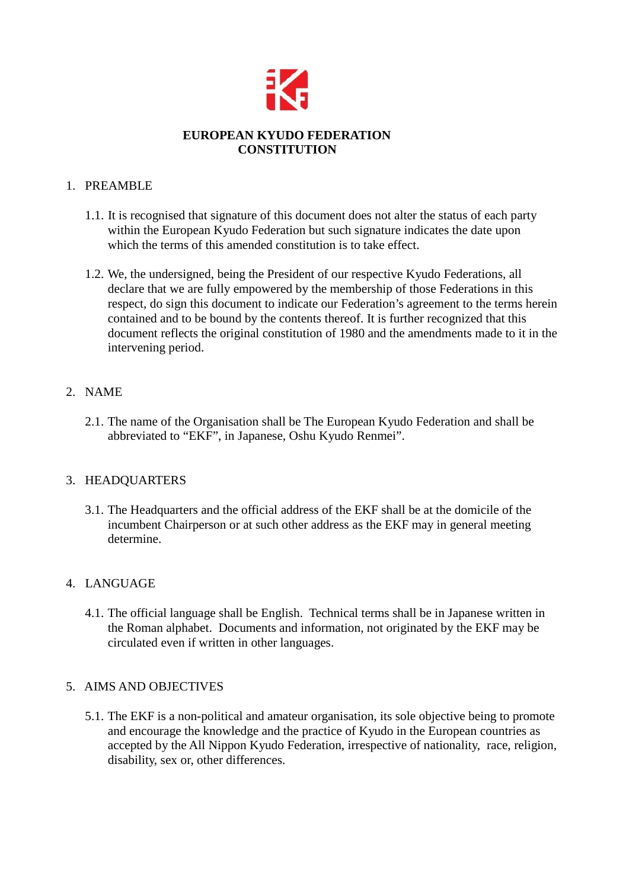# EUROPEAN KYUDO FEDERATION CONSTITUTION

1. PREAMBLE

   1.1. It is recognised that signature of this document does not alter the status of each party within the European Kyudo Federation but such signature indicates the date upon which the terms of this amended constitution is to take effect.

   1.2. We, the undersigned, being the President of our respective Kyudo Federations, all declare that we are fully empowered by the membership of those Federations in this respect, do sign this document to indicate our Federation's agreement to the terms herein contained and to be bound by the contents thereof. It is further recognized that this document reflects the original constitution of 1980 and the amendments made to it in the intervening period.

2. NAME

   2.1. The name of the Organisation shall be The European Kyudo Federation and shall be abbreviated to "EKF", in Japanese, Oshu Kyudo Renmei".

3. HEADQUARTERS

   3.1. The Headquarters and the official address of the EKF shall be at the domicile of the incumbent Chairperson or at such other address as the EKF may in general meeting determine.

4. LANGUAGE

   4.1. The official language shall be English. Technical terms shall be in Japanese written in the Roman alphabet. Documents and information, not originated by the EKF may be circulated even if written in other languages.

5. AIMS AND OBJECTIVES

   5.1. The EKF is a non-political and amateur organisation, its sole objective being to promote and encourage the knowledge and the practice of Kyudo in the European countries as accepted by the All Nippon Kyudo Federation, irrespective of nationality, race, religion, disability, sex or, other differences.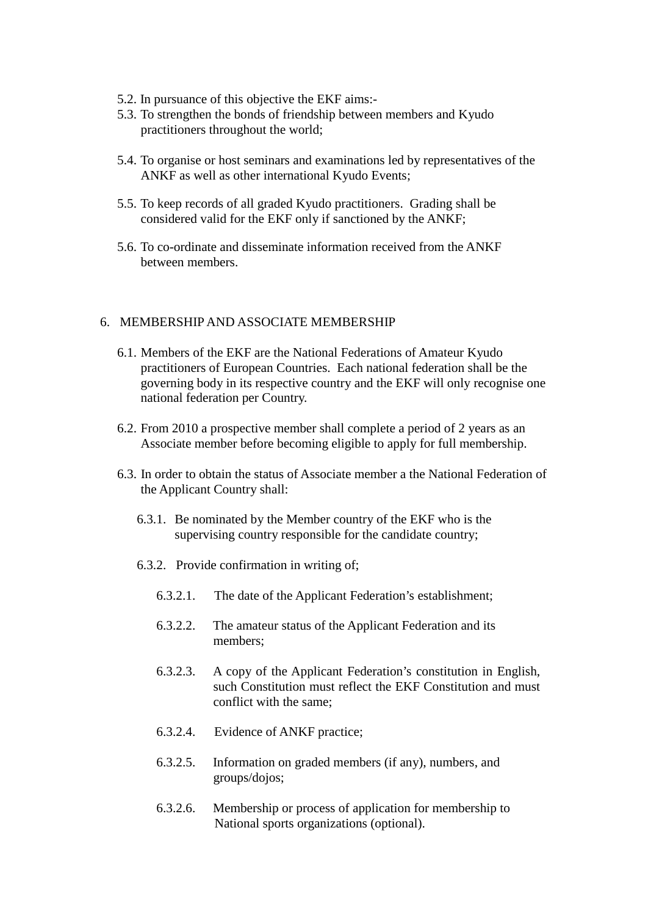5.2. In pursuance of this objective the EKF aims:-

5.3. To strengthen the bonds of friendship between members and Kyudo practitioners throughout the world;

5.4. To organise or host seminars and examinations led by representatives of the ANKF as well as other international Kyudo Events;

5.5. To keep records of all graded Kyudo practitioners. Grading shall be considered valid for the EKF only if sanctioned by the ANKF;

5.6. To co-ordinate and disseminate information received from the ANKF between members.

## 6. MEMBERSHIP AND ASSOCIATE MEMBERSHIP

6.1. Members of the EKF are the National Federations of Amateur Kyudo practitioners of European Countries. Each national federation shall be the governing body in its respective country and the EKF will only recognise one national federation per Country.

6.2. From 2010 a prospective member shall complete a period of 2 years as an Associate member before becoming eligible to apply for full membership.

6.3. In order to obtain the status of Associate member a the National Federation of the Applicant Country shall:

6.3.1. Be nominated by the Member country of the EKF who is the supervising country responsible for the candidate country;

6.3.2. Provide confirmation in writing of;

6.3.2.1. The date of the Applicant Federation's establishment;

6.3.2.2. The amateur status of the Applicant Federation and its members;

6.3.2.3. A copy of the Applicant Federation's constitution in English, such Constitution must reflect the EKF Constitution and must conflict with the same;

6.3.2.4. Evidence of ANKF practice;

6.3.2.5. Information on graded members (if any), numbers, and groups/dojos;

6.3.2.6. Membership or process of application for membership to National sports organizations (optional).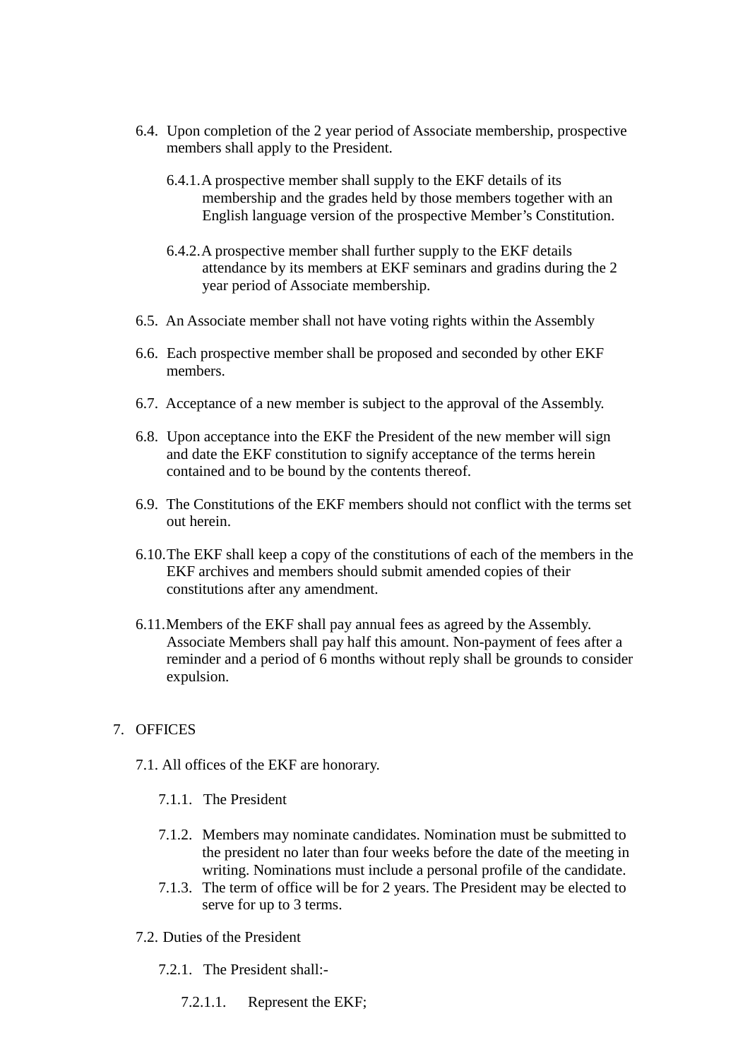6.4. Upon completion of the 2 year period of Associate membership, prospective members shall apply to the President.

6.4.1. A prospective member shall supply to the EKF details of its membership and the grades held by those members together with an English language version of the prospective Member's Constitution.

6.4.2. A prospective member shall further supply to the EKF details attendance by its members at EKF seminars and gradins during the 2 year period of Associate membership.

6.5. An Associate member shall not have voting rights within the Assembly

6.6. Each prospective member shall be proposed and seconded by other EKF members.

6.7. Acceptance of a new member is subject to the approval of the Assembly.

6.8. Upon acceptance into the EKF the President of the new member will sign and date the EKF constitution to signify acceptance of the terms herein contained and to be bound by the contents thereof.

6.9. The Constitutions of the EKF members should not conflict with the terms set out herein.

6.10. The EKF shall keep a copy of the constitutions of each of the members in the EKF archives and members should submit amended copies of their constitutions after any amendment.

6.11. Members of the EKF shall pay annual fees as agreed by the Assembly. Associate Members shall pay half this amount. Non-payment of fees after a reminder and a period of 6 months without reply shall be grounds to consider expulsion.

## 7. OFFICES

7.1. All offices of the EKF are honorary.

7.1.1. The President

7.1.2. Members may nominate candidates. Nomination must be submitted to the president no later than four weeks before the date of the meeting in writing. Nominations must include a personal profile of the candidate.

7.1.3. The term of office will be for 2 years. The President may be elected to serve for up to 3 terms.

7.2. Duties of the President

7.2.1. The President shall:-

7.2.1.1. Represent the EKF;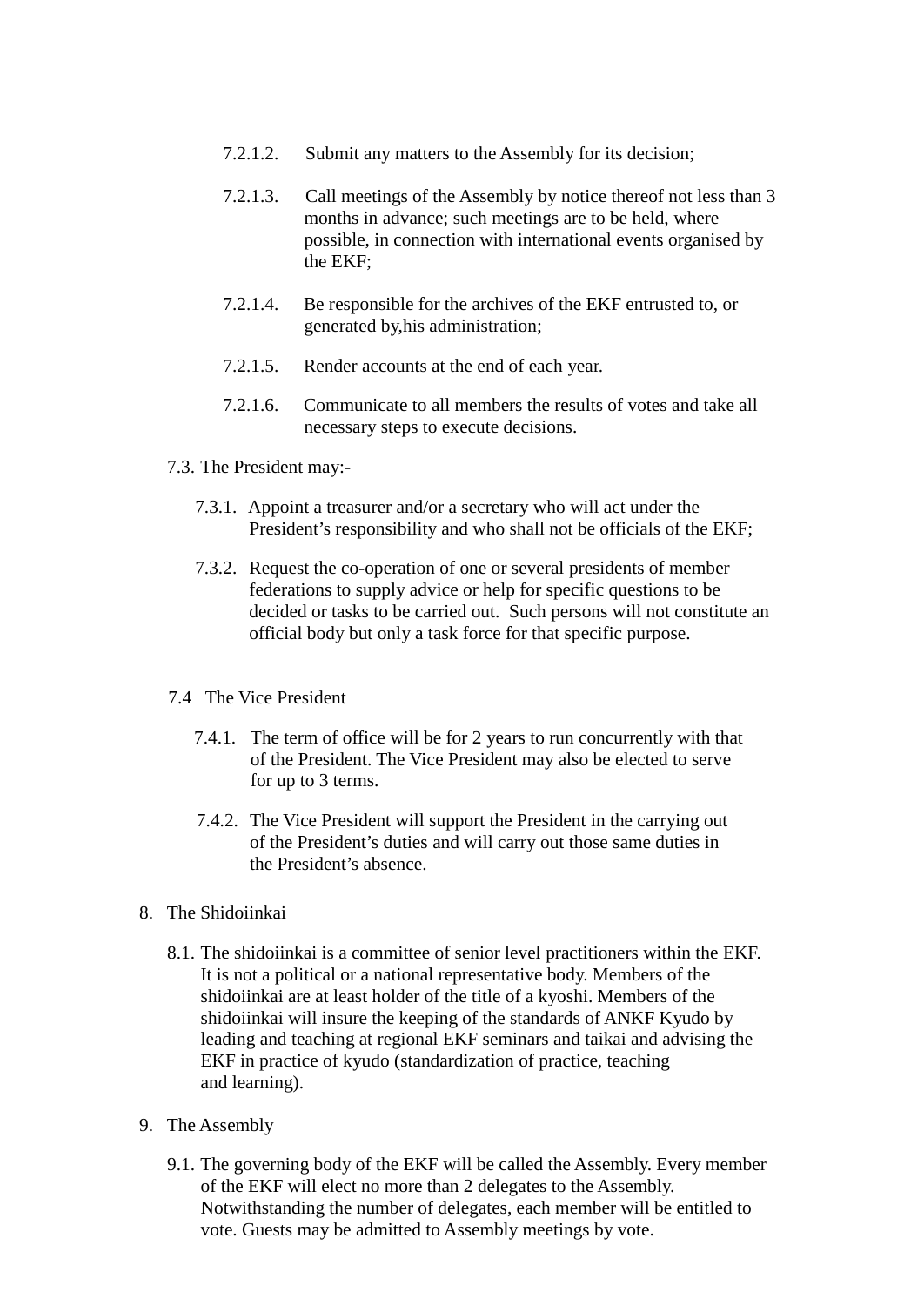7.2.1.2. Submit any matters to the Assembly for its decision;

7.2.1.3. Call meetings of the Assembly by notice thereof not less than 3 months in advance; such meetings are to be held, where possible, in connection with international events organised by the EKF;

7.2.1.4. Be responsible for the archives of the EKF entrusted to, or generated by,his administration;

7.2.1.5. Render accounts at the end of each year.

7.2.1.6. Communicate to all members the results of votes and take all necessary steps to execute decisions.

7.3. The President may:-

7.3.1. Appoint a treasurer and/or a secretary who will act under the President's responsibility and who shall not be officials of the EKF;

7.3.2. Request the co-operation of one or several presidents of member federations to supply advice or help for specific questions to be decided or tasks to be carried out. Such persons will not constitute an official body but only a task force for that specific purpose.

7.4 The Vice President

7.4.1. The term of office will be for 2 years to run concurrently with that of the President. The Vice President may also be elected to serve for up to 3 terms.

7.4.2. The Vice President will support the President in the carrying out of the President's duties and will carry out those same duties in the President's absence.

8. The Shidoiinkai

8.1. The shidoiinkai is a committee of senior level practitioners within the EKF. It is not a political or a national representative body. Members of the shidoiinkai are at least holder of the title of a kyoshi. Members of the shidoiinkai will insure the keeping of the standards of ANKF Kyudo by leading and teaching at regional EKF seminars and taikai and advising the EKF in practice of kyudo (standardization of practice, teaching and learning).

9. The Assembly

9.1. The governing body of the EKF will be called the Assembly. Every member of the EKF will elect no more than 2 delegates to the Assembly. Notwithstanding the number of delegates, each member will be entitled to vote. Guests may be admitted to Assembly meetings by vote.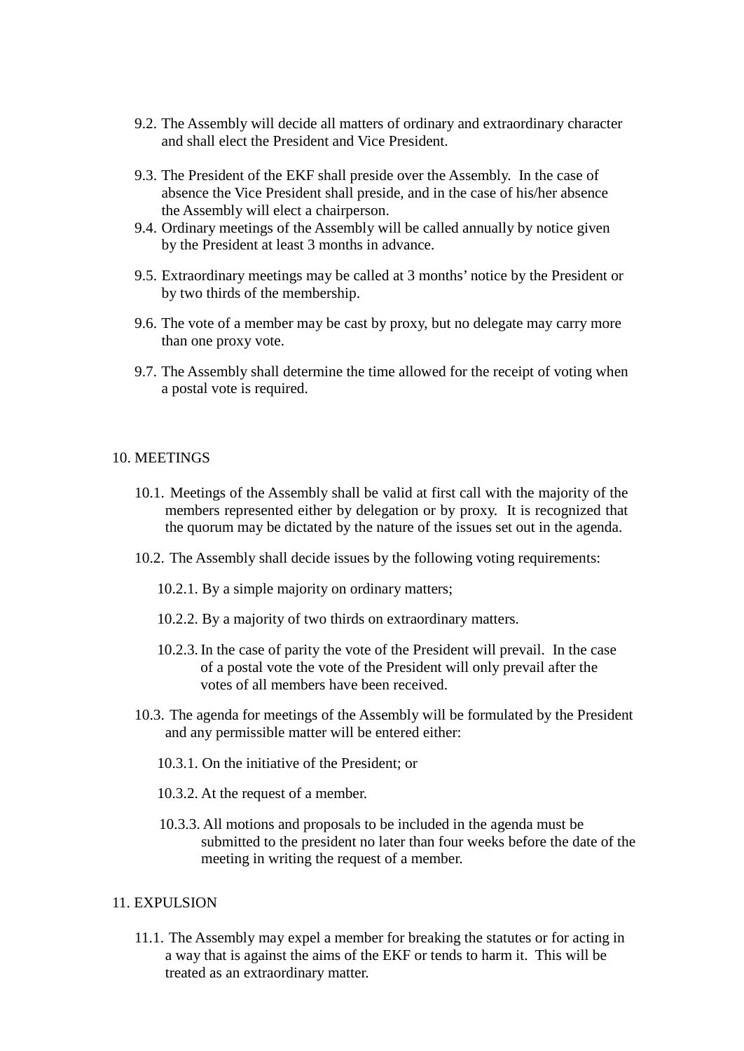9.2. The Assembly will decide all matters of ordinary and extraordinary character and shall elect the President and Vice President.

9.3. The President of the EKF shall preside over the Assembly. In the case of absence the Vice President shall preside, and in the case of his/her absence the Assembly will elect a chairperson.

9.4. Ordinary meetings of the Assembly will be called annually by notice given by the President at least 3 months in advance.

9.5. Extraordinary meetings may be called at 3 months' notice by the President or by two thirds of the membership.

9.6. The vote of a member may be cast by proxy, but no delegate may carry more than one proxy vote.

9.7. The Assembly shall determine the time allowed for the receipt of voting when a postal vote is required.

## 10. MEETINGS

10.1. Meetings of the Assembly shall be valid at first call with the majority of the members represented either by delegation or by proxy. It is recognized that the quorum may be dictated by the nature of the issues set out in the agenda.

10.2. The Assembly shall decide issues by the following voting requirements:

10.2.1. By a simple majority on ordinary matters;

10.2.2. By a majority of two thirds on extraordinary matters.

10.2.3. In the case of parity the vote of the President will prevail. In the case of a postal vote the vote of the President will only prevail after the votes of all members have been received.

10.3. The agenda for meetings of the Assembly will be formulated by the President and any permissible matter will be entered either:

10.3.1. On the initiative of the President; or

10.3.2. At the request of a member.

10.3.3. All motions and proposals to be included in the agenda must be submitted to the president no later than four weeks before the date of the meeting in writing the request of a member.

## 11. EXPULSION

11.1. The Assembly may expel a member for breaking the statutes or for acting in a way that is against the aims of the EKF or tends to harm it. This will be treated as an extraordinary matter.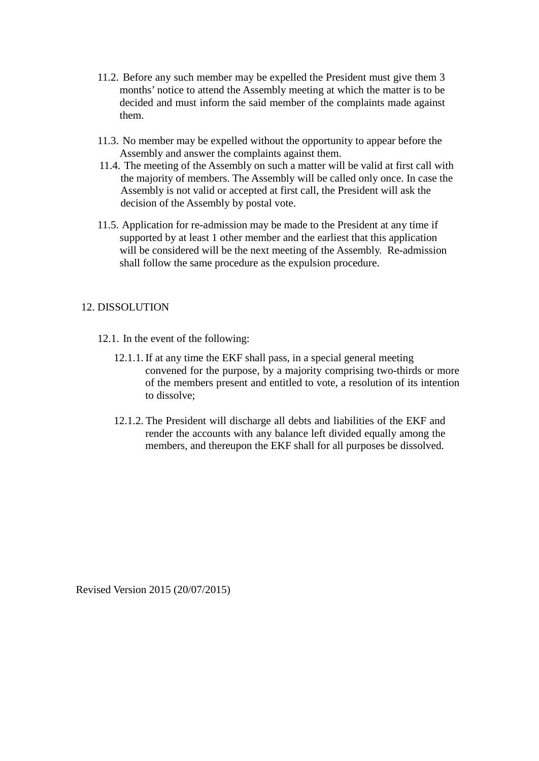11.2. Before any such member may be expelled the President must give them 3 months' notice to attend the Assembly meeting at which the matter is to be decided and must inform the said member of the complaints made against them.

11.3. No member may be expelled without the opportunity to appear before the Assembly and answer the complaints against them.

11.4. The meeting of the Assembly on such a matter will be valid at first call with the majority of members. The Assembly will be called only once. In case the Assembly is not valid or accepted at first call, the President will ask the decision of the Assembly by postal vote.

11.5. Application for re-admission may be made to the President at any time if supported by at least 1 other member and the earliest that this application will be considered will be the next meeting of the Assembly. Re-admission shall follow the same procedure as the expulsion procedure.

## 12. DISSOLUTION

12.1. In the event of the following:

12.1.1. If at any time the EKF shall pass, in a special general meeting convened for the purpose, by a majority comprising two-thirds or more of the members present and entitled to vote, a resolution of its intention to dissolve;

12.1.2. The President will discharge all debts and liabilities of the EKF and render the accounts with any balance left divided equally among the members, and thereupon the EKF shall for all purposes be dissolved.

Revised Version 2015 (20/07/2015)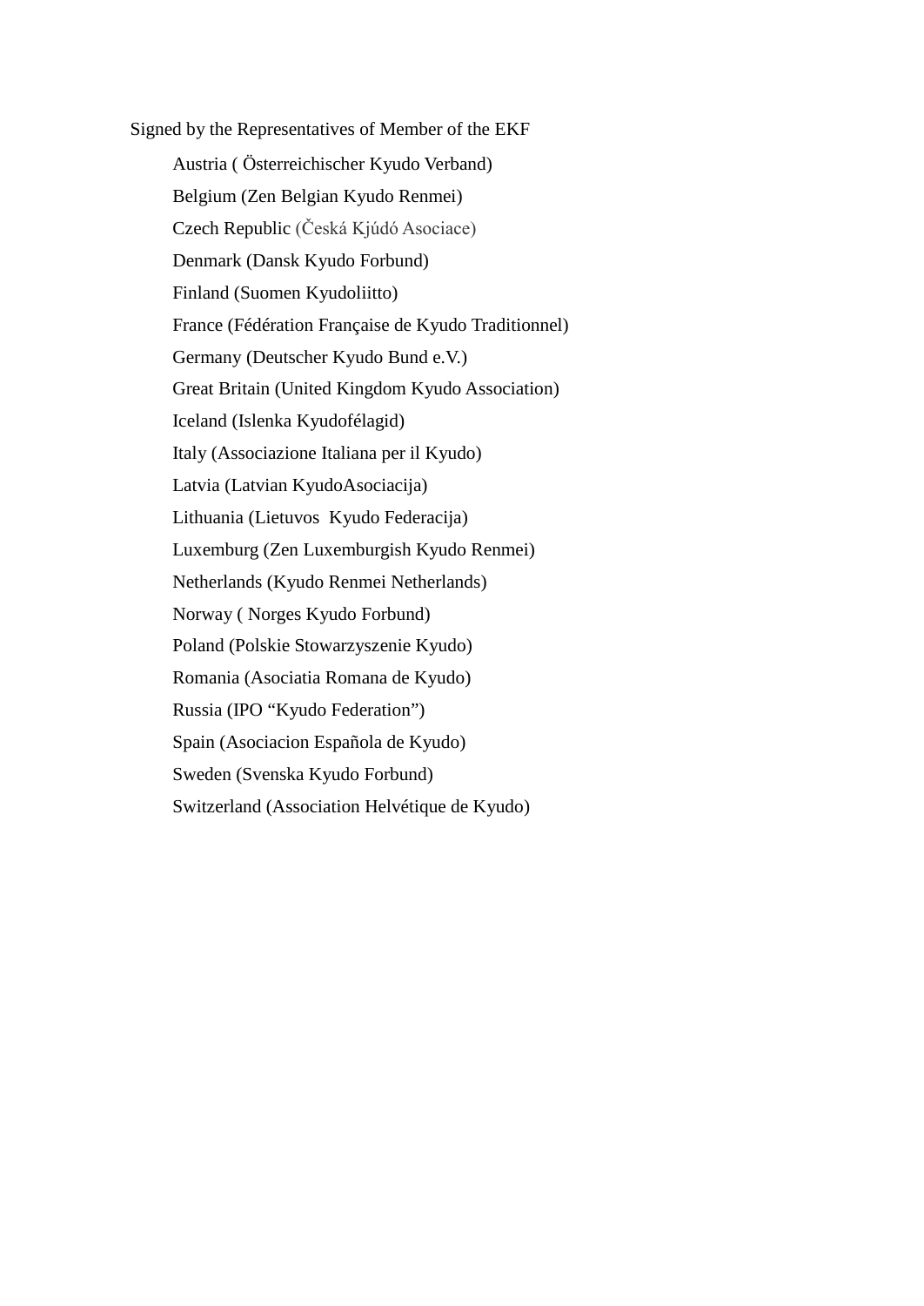Signed by the Representatives of Member of the EKF

- Austria ( Österreichischer Kyudo Verband)
- Belgium (Zen Belgian Kyudo Renmei)
- Czech Republic (Česká Kjúdó Asociace)
- Denmark (Dansk Kyudo Forbund)
- Finland (Suomen Kyudoliitto)
- France (Fédération Française de Kyudo Traditionnel)
- Germany (Deutscher Kyudo Bund e.V.)
- Great Britain (United Kingdom Kyudo Association)
- Iceland (Islenka Kyudofélagid)
- Italy (Associazione Italiana per il Kyudo)
- Latvia (Latvian KyudoAsociacija)
- Lithuania (Lietuvos  Kyudo Federacija)
- Luxemburg (Zen Luxemburgish Kyudo Renmei)
- Netherlands (Kyudo Renmei Netherlands)
- Norway ( Norges Kyudo Forbund)
- Poland (Polskie Stowarzyszenie Kyudo)
- Romania (Asociatia Romana de Kyudo)
- Russia (IPO “Kyudo Federation”)
- Spain (Asociacion Española de Kyudo)
- Sweden (Svenska Kyudo Forbund)
- Switzerland (Association Helvétique de Kyudo)